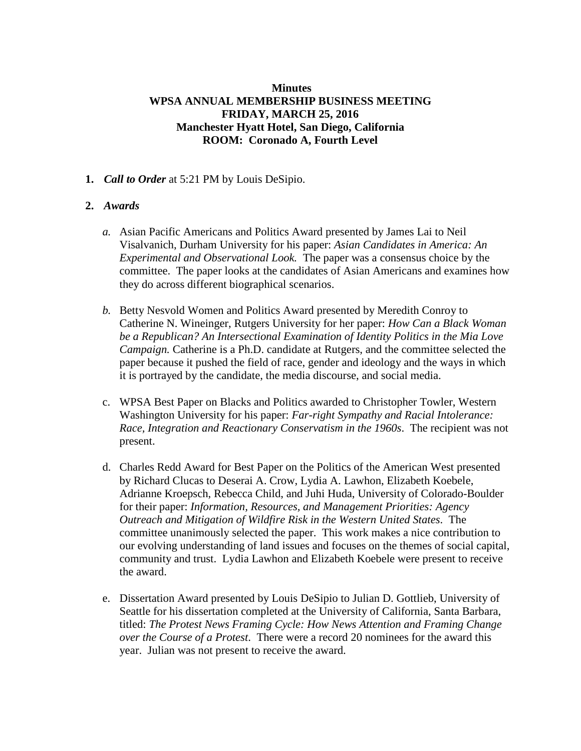**Minutes**
**WPSA ANNUAL MEMBERSHIP BUSINESS MEETING**
**FRIDAY, MARCH 25, 2016**
**Manchester Hyatt Hotel, San Diego, California**
**ROOM: Coronado A, Fourth Level**

1. ***Call to Order*** at 5:21 PM by Louis DeSipio.

2. ***Awards***

   *a.* Asian Pacific Americans and Politics Award presented by James Lai to Neil Visalvanich, Durham University for his paper: *Asian Candidates in America: An Experimental and Observational Look.* The paper was a consensus choice by the committee. The paper looks at the candidates of Asian Americans and examines how they do across different biographical scenarios.

   *b.* Betty Nesvold Women and Politics Award presented by Meredith Conroy to Catherine N. Wineinger, Rutgers University for her paper: *How Can a Black Woman be a Republican? An Intersectional Examination of Identity Politics in the Mia Love Campaign.* Catherine is a Ph.D. candidate at Rutgers, and the committee selected the paper because it pushed the field of race, gender and ideology and the ways in which it is portrayed by the candidate, the media discourse, and social media.

   c. WPSA Best Paper on Blacks and Politics awarded to Christopher Towler, Western Washington University for his paper: *Far-right Sympathy and Racial Intolerance: Race, Integration and Reactionary Conservatism in the 1960s*. The recipient was not present.

   d. Charles Redd Award for Best Paper on the Politics of the American West presented by Richard Clucas to Deserai A. Crow, Lydia A. Lawhon, Elizabeth Koebele, Adrianne Kroepsch, Rebecca Child, and Juhi Huda, University of Colorado-Boulder for their paper: *Information, Resources, and Management Priorities: Agency Outreach and Mitigation of Wildfire Risk in the Western United States*. The committee unanimously selected the paper. This work makes a nice contribution to our evolving understanding of land issues and focuses on the themes of social capital, community and trust. Lydia Lawhon and Elizabeth Koebele were present to receive the award.

   e. Dissertation Award presented by Louis DeSipio to Julian D. Gottlieb, University of Seattle for his dissertation completed at the University of California, Santa Barbara, titled: *The Protest News Framing Cycle: How News Attention and Framing Change over the Course of a Protest*. There were a record 20 nominees for the award this year. Julian was not present to receive the award.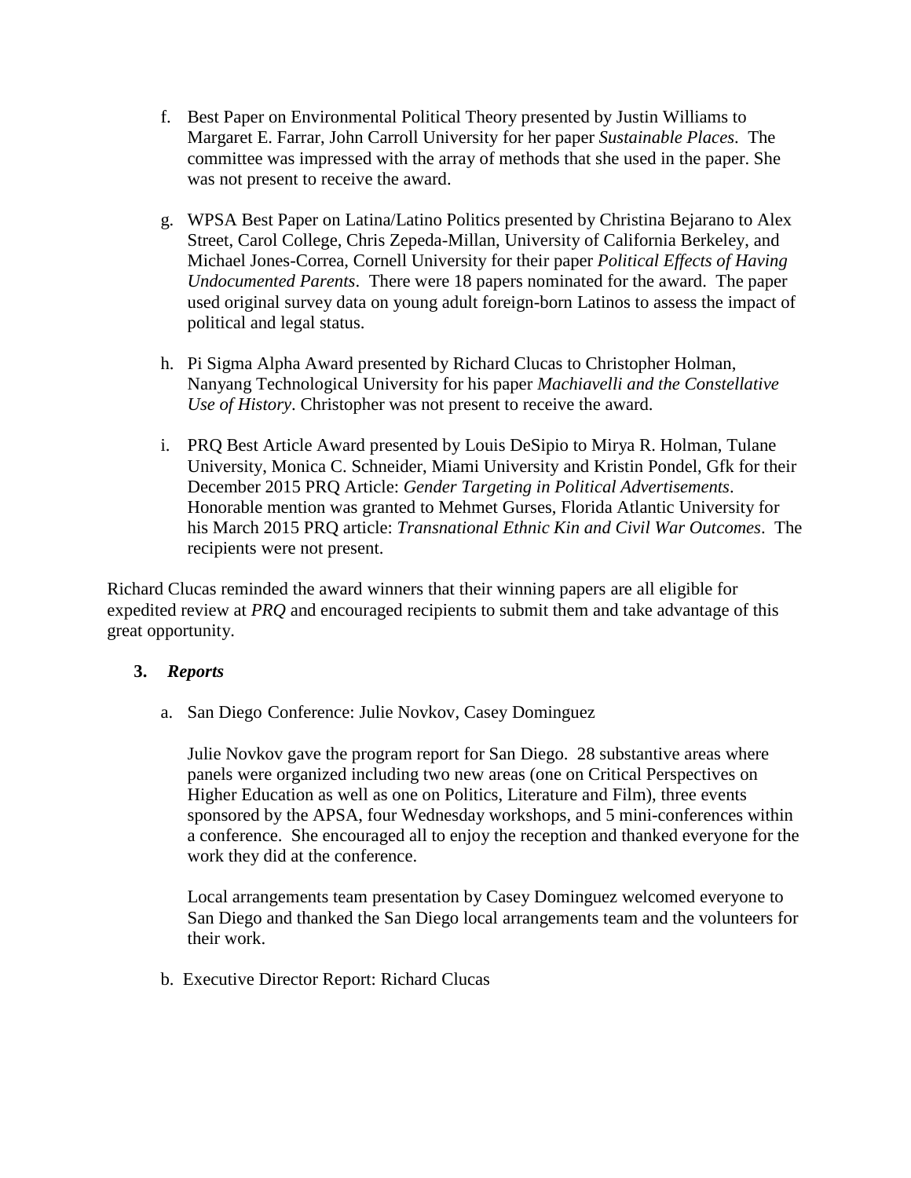f. Best Paper on Environmental Political Theory presented by Justin Williams to Margaret E. Farrar, John Carroll University for her paper *Sustainable Places*. The committee was impressed with the array of methods that she used in the paper. She was not present to receive the award.

g. WPSA Best Paper on Latina/Latino Politics presented by Christina Bejarano to Alex Street, Carol College, Chris Zepeda-Millan, University of California Berkeley, and Michael Jones-Correa, Cornell University for their paper *Political Effects of Having Undocumented Parents*. There were 18 papers nominated for the award. The paper used original survey data on young adult foreign-born Latinos to assess the impact of political and legal status.

h. Pi Sigma Alpha Award presented by Richard Clucas to Christopher Holman, Nanyang Technological University for his paper *Machiavelli and the Constellative Use of History*. Christopher was not present to receive the award.

i. PRQ Best Article Award presented by Louis DeSipio to Mirya R. Holman, Tulane University, Monica C. Schneider, Miami University and Kristin Pondel, Gfk for their December 2015 PRQ Article: *Gender Targeting in Political Advertisements*. Honorable mention was granted to Mehmet Gurses, Florida Atlantic University for his March 2015 PRQ article: *Transnational Ethnic Kin and Civil War Outcomes*. The recipients were not present.

Richard Clucas reminded the award winners that their winning papers are all eligible for expedited review at *PRQ* and encouraged recipients to submit them and take advantage of this great opportunity.

**3. *Reports***

a. San Diego Conference: Julie Novkov, Casey Dominguez

Julie Novkov gave the program report for San Diego. 28 substantive areas where panels were organized including two new areas (one on Critical Perspectives on Higher Education as well as one on Politics, Literature and Film), three events sponsored by the APSA, four Wednesday workshops, and 5 mini-conferences within a conference. She encouraged all to enjoy the reception and thanked everyone for the work they did at the conference.

Local arrangements team presentation by Casey Dominguez welcomed everyone to San Diego and thanked the San Diego local arrangements team and the volunteers for their work.

b. Executive Director Report: Richard Clucas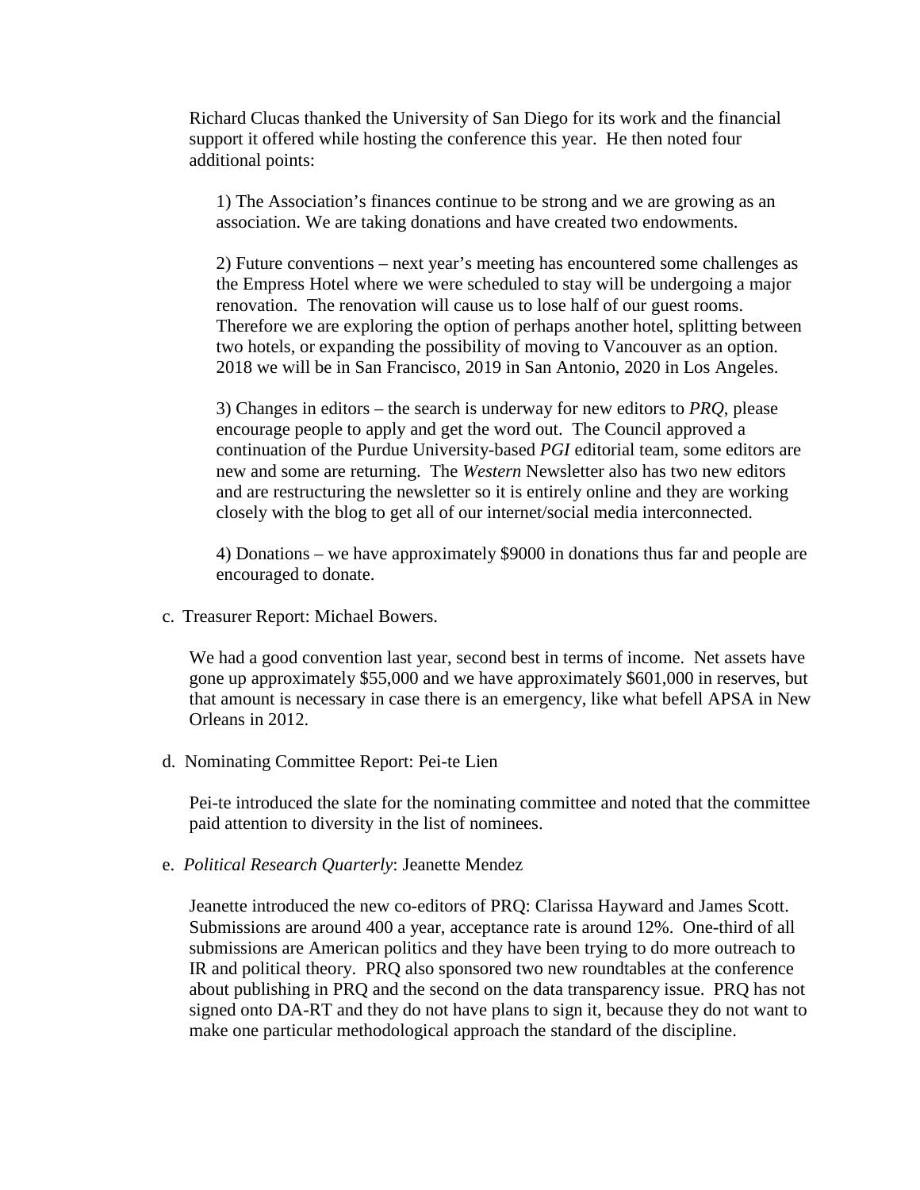Richard Clucas thanked the University of San Diego for its work and the financial support it offered while hosting the conference this year. He then noted four additional points:

1) The Association's finances continue to be strong and we are growing as an association. We are taking donations and have created two endowments.

2) Future conventions – next year's meeting has encountered some challenges as the Empress Hotel where we were scheduled to stay will be undergoing a major renovation. The renovation will cause us to lose half of our guest rooms. Therefore we are exploring the option of perhaps another hotel, splitting between two hotels, or expanding the possibility of moving to Vancouver as an option. 2018 we will be in San Francisco, 2019 in San Antonio, 2020 in Los Angeles.

3) Changes in editors – the search is underway for new editors to *PRQ*, please encourage people to apply and get the word out. The Council approved a continuation of the Purdue University-based *PGI* editorial team, some editors are new and some are returning. The *Western* Newsletter also has two new editors and are restructuring the newsletter so it is entirely online and they are working closely with the blog to get all of our internet/social media interconnected.

4) Donations – we have approximately $9000 in donations thus far and people are encouraged to donate.

c. Treasurer Report: Michael Bowers.

We had a good convention last year, second best in terms of income. Net assets have gone up approximately $55,000 and we have approximately $601,000 in reserves, but that amount is necessary in case there is an emergency, like what befell APSA in New Orleans in 2012.

d. Nominating Committee Report: Pei-te Lien

Pei-te introduced the slate for the nominating committee and noted that the committee paid attention to diversity in the list of nominees.

e. *Political Research Quarterly*: Jeanette Mendez

Jeanette introduced the new co-editors of PRQ: Clarissa Hayward and James Scott. Submissions are around 400 a year, acceptance rate is around 12%. One-third of all submissions are American politics and they have been trying to do more outreach to IR and political theory. PRQ also sponsored two new roundtables at the conference about publishing in PRQ and the second on the data transparency issue. PRQ has not signed onto DA-RT and they do not have plans to sign it, because they do not want to make one particular methodological approach the standard of the discipline.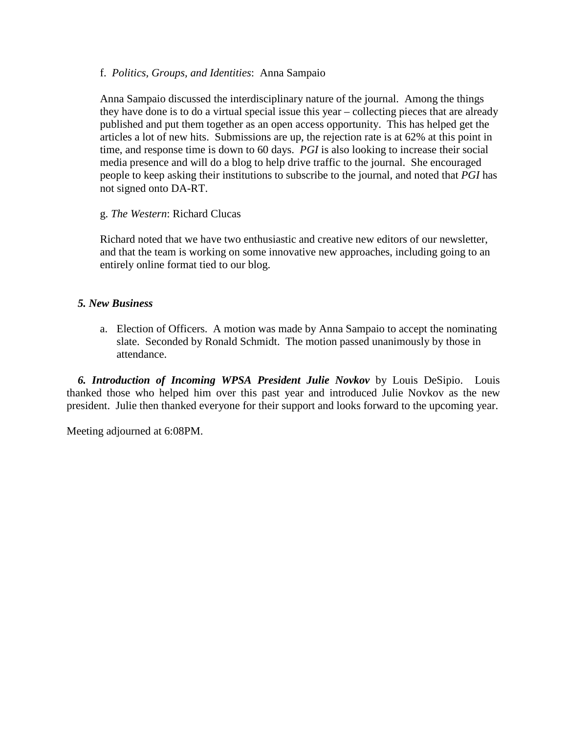f. *Politics, Groups, and Identities*: Anna Sampaio

Anna Sampaio discussed the interdisciplinary nature of the journal. Among the things they have done is to do a virtual special issue this year – collecting pieces that are already published and put them together as an open access opportunity. This has helped get the articles a lot of new hits. Submissions are up, the rejection rate is at 62% at this point in time, and response time is down to 60 days. *PGI* is also looking to increase their social media presence and will do a blog to help drive traffic to the journal. She encouraged people to keep asking their institutions to subscribe to the journal, and noted that *PGI* has not signed onto DA-RT.

g. *The Western*: Richard Clucas

Richard noted that we have two enthusiastic and creative new editors of our newsletter, and that the team is working on some innovative new approaches, including going to an entirely online format tied to our blog.

***5. New Business***

a. Election of Officers. A motion was made by Anna Sampaio to accept the nominating slate. Seconded by Ronald Schmidt. The motion passed unanimously by those in attendance.

***6. Introduction of Incoming WPSA President Julie Novkov*** by Louis DeSipio. Louis thanked those who helped him over this past year and introduced Julie Novkov as the new president. Julie then thanked everyone for their support and looks forward to the upcoming year.

Meeting adjourned at 6:08PM.